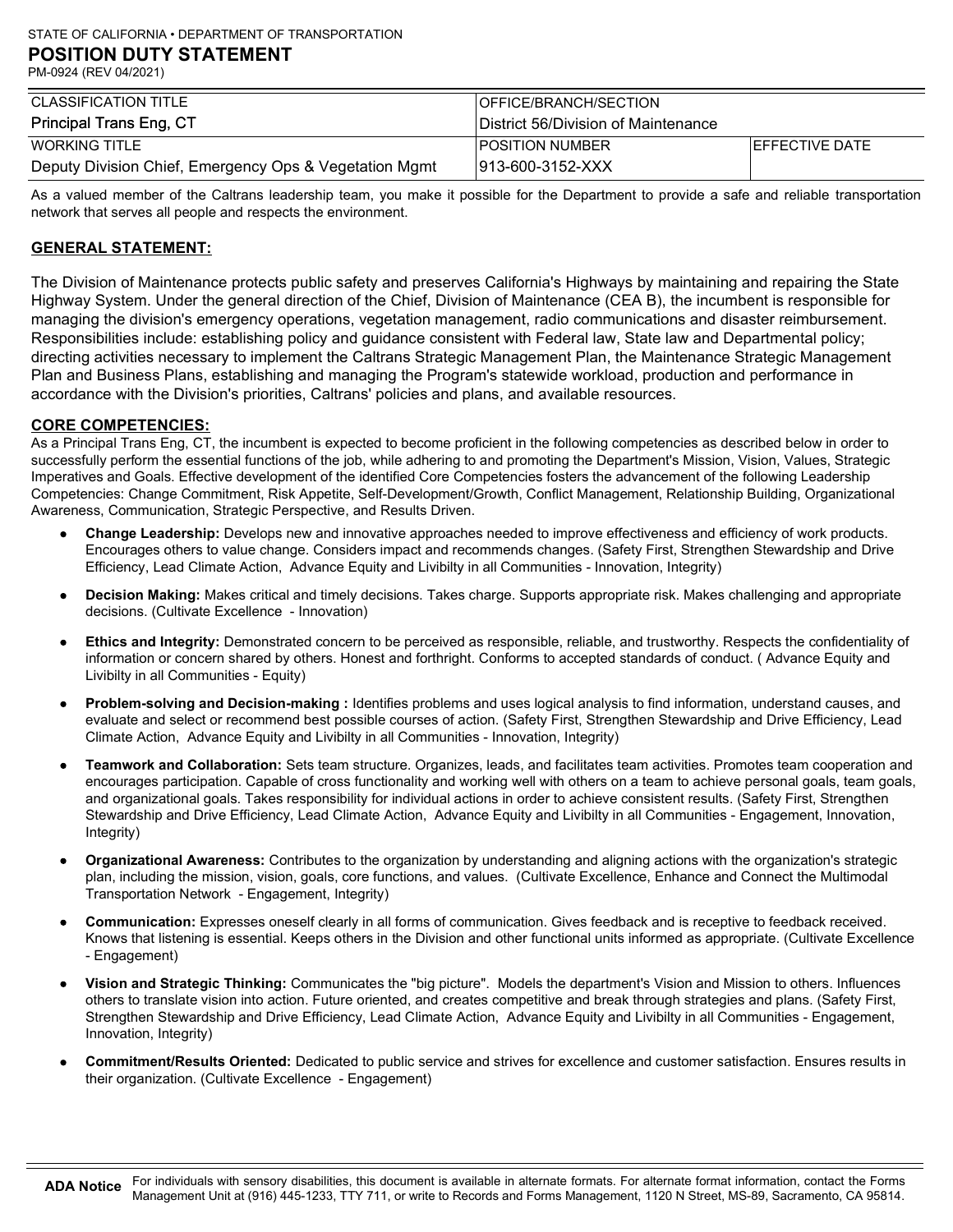STATE OF CALIFORNIA • DEPARTMENT OF TRANSPORTATION

# POSITION DUTY STATEMENT

PM-0924 (REV 04/2021)

| CLASSIFICATION TITLE | OFFICE/BRANCH/SECTION | |
|---|---|---|
| Principal Trans Eng, CT | District 56/Division of Maintenance | |
| WORKING TITLE | POSITION NUMBER | EFFECTIVE DATE |
| Deputy Division Chief, Emergency Ops & Vegetation Mgmt | 913-600-3152-XXX | |

As a valued member of the Caltrans leadership team, you make it possible for the Department to provide a safe and reliable transportation network that serves all people and respects the environment.

## GENERAL STATEMENT:

The Division of Maintenance protects public safety and preserves California's Highways by maintaining and repairing the State Highway System. Under the general direction of the Chief, Division of Maintenance (CEA B), the incumbent is responsible for managing the division's emergency operations, vegetation management, radio communications and disaster reimbursement. Responsibilities include: establishing policy and guidance consistent with Federal law, State law and Departmental policy; directing activities necessary to implement the Caltrans Strategic Management Plan, the Maintenance Strategic Management Plan and Business Plans, establishing and managing the Program's statewide workload, production and performance in accordance with the Division's priorities, Caltrans' policies and plans, and available resources.

## CORE COMPETENCIES:

As a Principal Trans Eng, CT, the incumbent is expected to become proficient in the following competencies as described below in order to successfully perform the essential functions of the job, while adhering to and promoting the Department's Mission, Vision, Values, Strategic Imperatives and Goals. Effective development of the identified Core Competencies fosters the advancement of the following Leadership Competencies: Change Commitment, Risk Appetite, Self-Development/Growth, Conflict Management, Relationship Building, Organizational Awareness, Communication, Strategic Perspective, and Results Driven.

- **Change Leadership:** Develops new and innovative approaches needed to improve effectiveness and efficiency of work products. Encourages others to value change. Considers impact and recommends changes. (Safety First, Strengthen Stewardship and Drive Efficiency, Lead Climate Action, Advance Equity and Livibilty in all Communities - Innovation, Integrity)
- **Decision Making:** Makes critical and timely decisions. Takes charge. Supports appropriate risk. Makes challenging and appropriate decisions. (Cultivate Excellence - Innovation)
- **Ethics and Integrity:** Demonstrated concern to be perceived as responsible, reliable, and trustworthy. Respects the confidentiality of information or concern shared by others. Honest and forthright. Conforms to accepted standards of conduct. ( Advance Equity and Livibilty in all Communities - Equity)
- **Problem-solving and Decision-making :** Identifies problems and uses logical analysis to find information, understand causes, and evaluate and select or recommend best possible courses of action. (Safety First, Strengthen Stewardship and Drive Efficiency, Lead Climate Action, Advance Equity and Livibilty in all Communities - Innovation, Integrity)
- **Teamwork and Collaboration:** Sets team structure. Organizes, leads, and facilitates team activities. Promotes team cooperation and encourages participation. Capable of cross functionality and working well with others on a team to achieve personal goals, team goals, and organizational goals. Takes responsibility for individual actions in order to achieve consistent results. (Safety First, Strengthen Stewardship and Drive Efficiency, Lead Climate Action, Advance Equity and Livibilty in all Communities - Engagement, Innovation, Integrity)
- **Organizational Awareness:** Contributes to the organization by understanding and aligning actions with the organization's strategic plan, including the mission, vision, goals, core functions, and values. (Cultivate Excellence, Enhance and Connect the Multimodal Transportation Network - Engagement, Integrity)
- **Communication:** Expresses oneself clearly in all forms of communication. Gives feedback and is receptive to feedback received. Knows that listening is essential. Keeps others in the Division and other functional units informed as appropriate. (Cultivate Excellence - Engagement)
- **Vision and Strategic Thinking:** Communicates the "big picture". Models the department's Vision and Mission to others. Influences others to translate vision into action. Future oriented, and creates competitive and break through strategies and plans. (Safety First, Strengthen Stewardship and Drive Efficiency, Lead Climate Action, Advance Equity and Livibilty in all Communities - Engagement, Innovation, Integrity)
- **Commitment/Results Oriented:** Dedicated to public service and strives for excellence and customer satisfaction. Ensures results in their organization. (Cultivate Excellence - Engagement)

**ADA Notice** For individuals with sensory disabilities, this document is available in alternate formats. For alternate format information, contact the Forms Management Unit at (916) 445-1233, TTY 711, or write to Records and Forms Management, 1120 N Street, MS-89, Sacramento, CA 95814.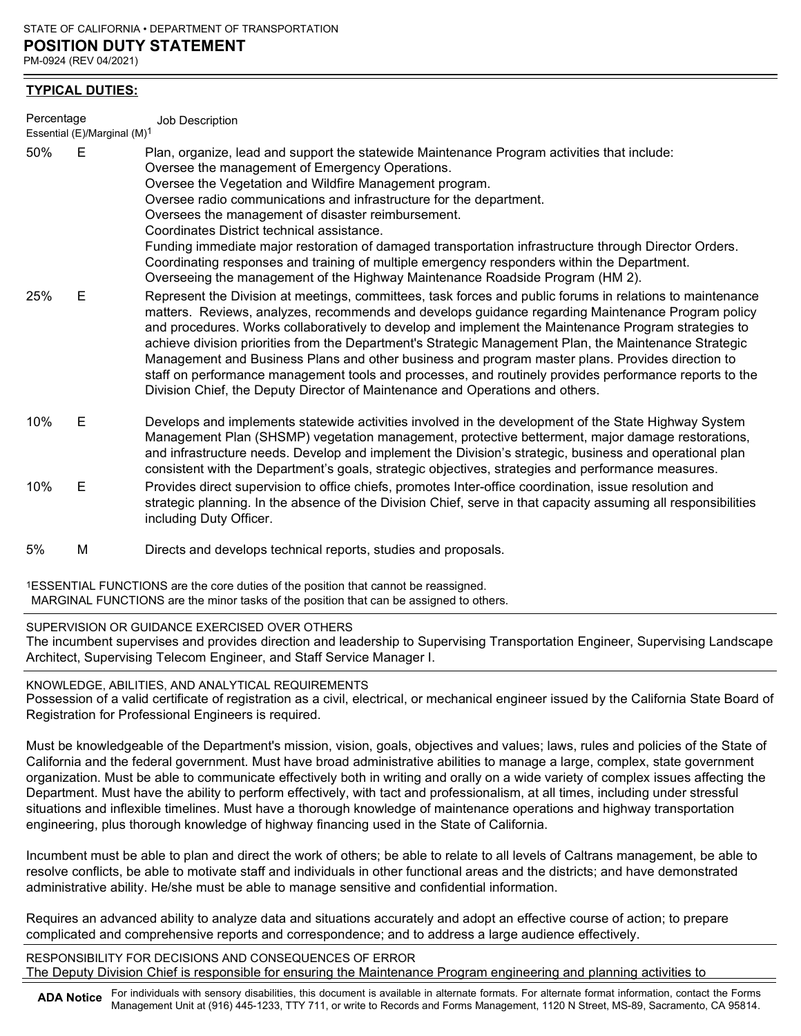STATE OF CALIFORNIA • DEPARTMENT OF TRANSPORTATION

**POSITION DUTY STATEMENT**

PM-0924 (REV 04/2021)

**TYPICAL DUTIES:**

| Percentage | Essential (E)/Marginal (M)[1] | Job Description |
|---|---|---|
| 50% | E | Plan, organize, lead and support the statewide Maintenance Program activities that include:<br>Oversee the management of Emergency Operations.<br>Oversee the Vegetation and Wildfire Management program.<br>Oversee radio communications and infrastructure for the department.<br>Oversees the management of disaster reimbursement.<br>Coordinates District technical assistance.<br>Funding immediate major restoration of damaged transportation infrastructure through Director Orders.<br>Coordinating responses and training of multiple emergency responders within the Department.<br>Overseeing the management of the Highway Maintenance Roadside Program (HM 2). |
| 25% | E | Represent the Division at meetings, committees, task forces and public forums in relations to maintenance matters. Reviews, analyzes, recommends and develops guidance regarding Maintenance Program policy and procedures. Works collaboratively to develop and implement the Maintenance Program strategies to achieve division priorities from the Department's Strategic Management Plan, the Maintenance Strategic Management and Business Plans and other business and program master plans. Provides direction to staff on performance management tools and processes, and routinely provides performance reports to the Division Chief, the Deputy Director of Maintenance and Operations and others. |
| 10% | E | Develops and implements statewide activities involved in the development of the State Highway System Management Plan (SHSMP) vegetation management, protective betterment, major damage restorations, and infrastructure needs. Develop and implement the Division's strategic, business and operational plan consistent with the Department's goals, strategic objectives, strategies and performance measures. |
| 10% | E | Provides direct supervision to office chiefs, promotes Inter-office coordination, issue resolution and strategic planning. In the absence of the Division Chief, serve in that capacity assuming all responsibilities including Duty Officer. |
| 5% | M | Directs and develops technical reports, studies and proposals. |

[1]ESSENTIAL FUNCTIONS are the core duties of the position that cannot be reassigned.
MARGINAL FUNCTIONS are the minor tasks of the position that can be assigned to others.

SUPERVISION OR GUIDANCE EXERCISED OVER OTHERS

The incumbent supervises and provides direction and leadership to Supervising Transportation Engineer, Supervising Landscape Architect, Supervising Telecom Engineer, and Staff Service Manager I.

KNOWLEDGE, ABILITIES, AND ANALYTICAL REQUIREMENTS

Possession of a valid certificate of registration as a civil, electrical, or mechanical engineer issued by the California State Board of Registration for Professional Engineers is required.

Must be knowledgeable of the Department's mission, vision, goals, objectives and values; laws, rules and policies of the State of California and the federal government. Must have broad administrative abilities to manage a large, complex, state government organization. Must be able to communicate effectively both in writing and orally on a wide variety of complex issues affecting the Department. Must have the ability to perform effectively, with tact and professionalism, at all times, including under stressful situations and inflexible timelines. Must have a thorough knowledge of maintenance operations and highway transportation engineering, plus thorough knowledge of highway financing used in the State of California.

Incumbent must be able to plan and direct the work of others; be able to relate to all levels of Caltrans management, be able to resolve conflicts, be able to motivate staff and individuals in other functional areas and the districts; and have demonstrated administrative ability. He/she must be able to manage sensitive and confidential information.

Requires an advanced ability to analyze data and situations accurately and adopt an effective course of action; to prepare complicated and comprehensive reports and correspondence; and to address a large audience effectively.

RESPONSIBILITY FOR DECISIONS AND CONSEQUENCES OF ERROR

The Deputy Division Chief is responsible for ensuring the Maintenance Program engineering and planning activities to

**ADA Notice** For individuals with sensory disabilities, this document is available in alternate formats. For alternate format information, contact the Forms Management Unit at (916) 445-1233, TTY 711, or write to Records and Forms Management, 1120 N Street, MS-89, Sacramento, CA 95814.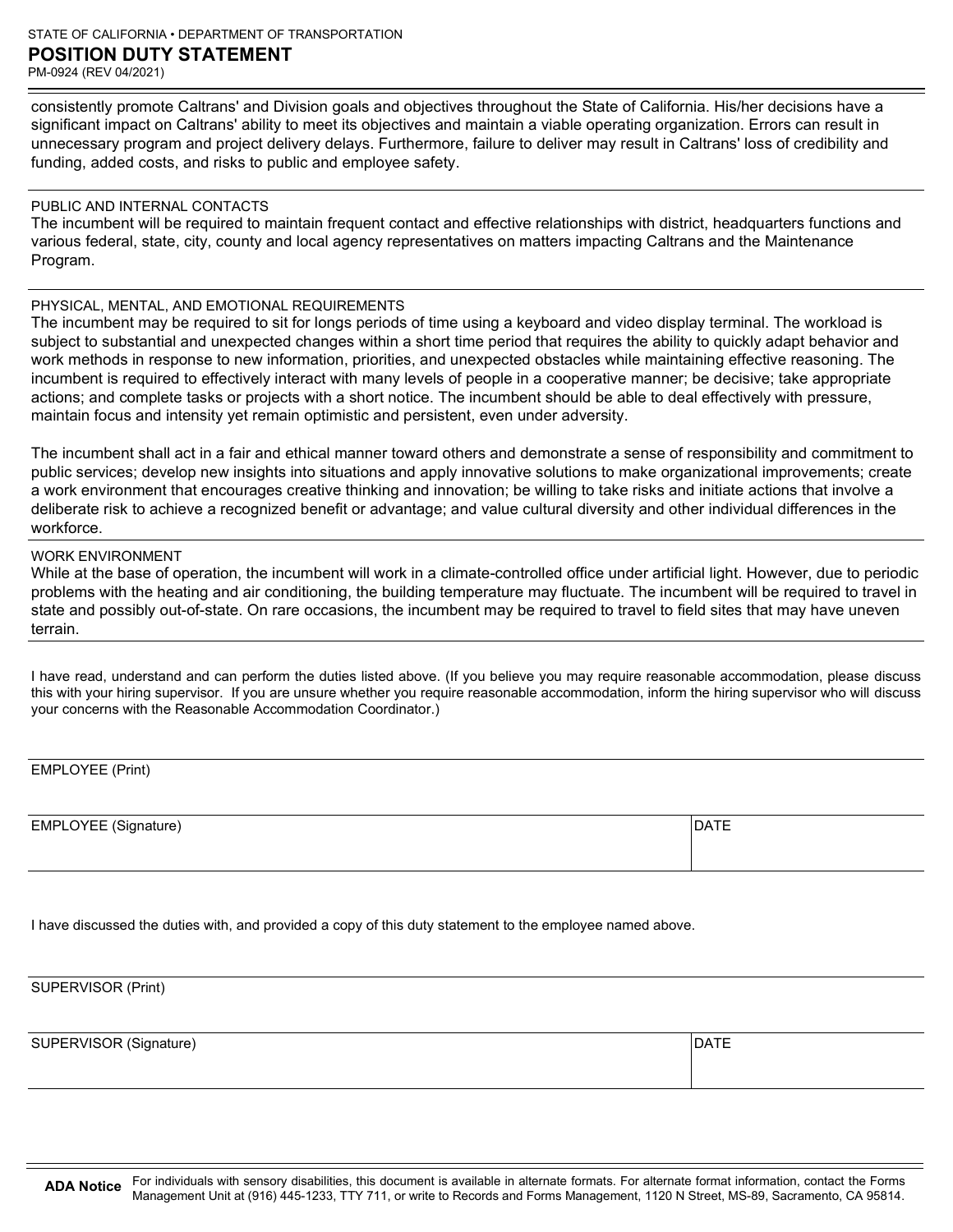STATE OF CALIFORNIA • DEPARTMENT OF TRANSPORTATION

# POSITION DUTY STATEMENT

PM-0924 (REV 04/2021)

consistently promote Caltrans' and Division goals and objectives throughout the State of California. His/her decisions have a significant impact on Caltrans' ability to meet its objectives and maintain a viable operating organization. Errors can result in unnecessary program and project delivery delays. Furthermore, failure to deliver may result in Caltrans' loss of credibility and funding, added costs, and risks to public and employee safety.

## PUBLIC AND INTERNAL CONTACTS

The incumbent will be required to maintain frequent contact and effective relationships with district, headquarters functions and various federal, state, city, county and local agency representatives on matters impacting Caltrans and the Maintenance Program.

## PHYSICAL, MENTAL, AND EMOTIONAL REQUIREMENTS

The incumbent may be required to sit for longs periods of time using a keyboard and video display terminal. The workload is subject to substantial and unexpected changes within a short time period that requires the ability to quickly adapt behavior and work methods in response to new information, priorities, and unexpected obstacles while maintaining effective reasoning. The incumbent is required to effectively interact with many levels of people in a cooperative manner; be decisive; take appropriate actions; and complete tasks or projects with a short notice. The incumbent should be able to deal effectively with pressure, maintain focus and intensity yet remain optimistic and persistent, even under adversity.

The incumbent shall act in a fair and ethical manner toward others and demonstrate a sense of responsibility and commitment to public services; develop new insights into situations and apply innovative solutions to make organizational improvements; create a work environment that encourages creative thinking and innovation; be willing to take risks and initiate actions that involve a deliberate risk to achieve a recognized benefit or advantage; and value cultural diversity and other individual differences in the workforce.

## WORK ENVIRONMENT

While at the base of operation, the incumbent will work in a climate-controlled office under artificial light. However, due to periodic problems with the heating and air conditioning, the building temperature may fluctuate. The incumbent will be required to travel in state and possibly out-of-state. On rare occasions, the incumbent may be required to travel to field sites that may have uneven terrain.

I have read, understand and can perform the duties listed above. (If you believe you may require reasonable accommodation, please discuss this with your hiring supervisor. If you are unsure whether you require reasonable accommodation, inform the hiring supervisor who will discuss your concerns with the Reasonable Accommodation Coordinator.)

EMPLOYEE (Print)

| EMPLOYEE (Signature) | DATE |
|---|---|

I have discussed the duties with, and provided a copy of this duty statement to the employee named above.

SUPERVISOR (Print)

| SUPERVISOR (Signature) | DATE |
|---|---|

**ADA Notice** For individuals with sensory disabilities, this document is available in alternate formats. For alternate format information, contact the Forms Management Unit at (916) 445-1233, TTY 711, or write to Records and Forms Management, 1120 N Street, MS-89, Sacramento, CA 95814.